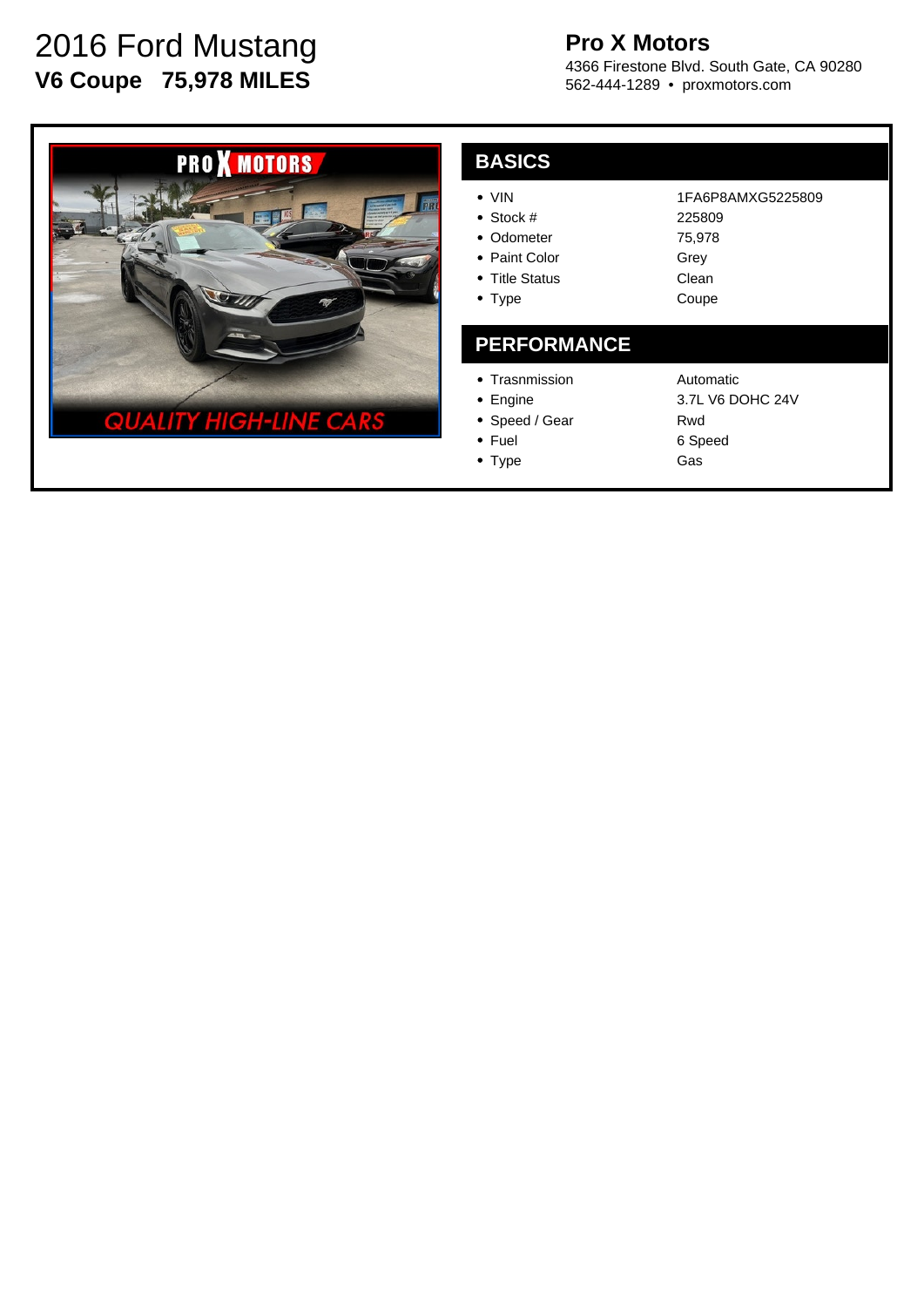# 2016 Ford Mustang

**V6 Coupe 75,978 MILES**

**Pro X Motors**
4366 Firestone Blvd. South Gate, CA 90280
562-444-1289 • proxmotors.com

## BASICS

- VIN — 1FA6P8AMXG5225809
- Stock # — 225809
- Odometer — 75,978
- Paint Color — Grey
- Title Status — Clean
- Type — Coupe

## PERFORMANCE

- Trasnmission — Automatic
- Engine — 3.7L V6 DOHC 24V
- Speed / Gear — Rwd
- Fuel — 6 Speed
- Type — Gas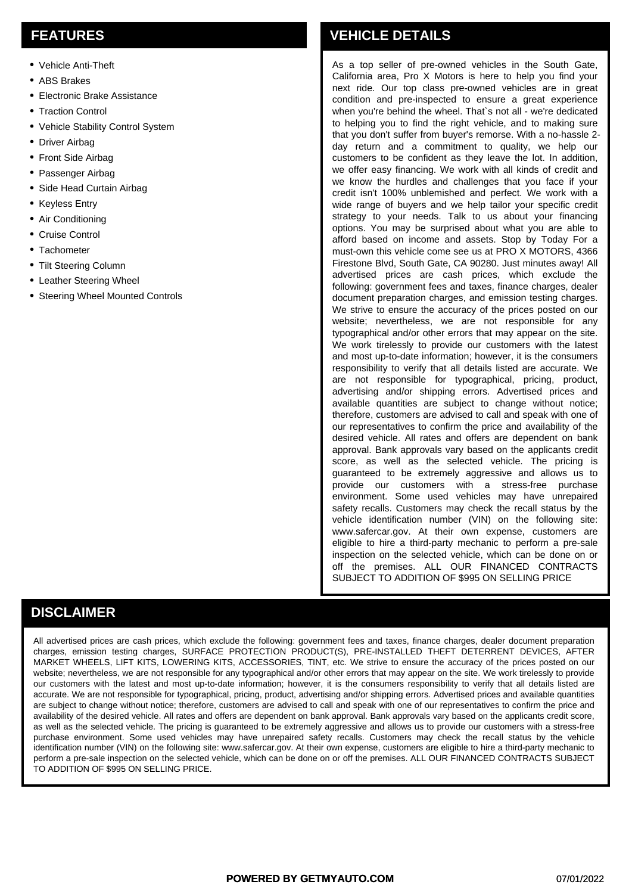## FEATURES

- Vehicle Anti-Theft
- ABS Brakes
- Electronic Brake Assistance
- Traction Control
- Vehicle Stability Control System
- Driver Airbag
- Front Side Airbag
- Passenger Airbag
- Side Head Curtain Airbag
- Keyless Entry
- Air Conditioning
- Cruise Control
- Tachometer
- Tilt Steering Column
- Leather Steering Wheel
- Steering Wheel Mounted Controls

## VEHICLE DETAILS

As a top seller of pre-owned vehicles in the South Gate, California area, Pro X Motors is here to help you find your next ride. Our top class pre-owned vehicles are in great condition and pre-inspected to ensure a great experience when you're behind the wheel. That`s not all - we're dedicated to helping you to find the right vehicle, and to making sure that you don't suffer from buyer's remorse. With a no-hassle 2-day return and a commitment to quality, we help our customers to be confident as they leave the lot. In addition, we offer easy financing. We work with all kinds of credit and we know the hurdles and challenges that you face if your credit isn't 100% unblemished and perfect. We work with a wide range of buyers and we help tailor your specific credit strategy to your needs. Talk to us about your financing options. You may be surprised about what you are able to afford based on income and assets. Stop by Today For a must-own this vehicle come see us at PRO X MOTORS, 4366 Firestone Blvd, South Gate, CA 90280. Just minutes away! All advertised prices are cash prices, which exclude the following: government fees and taxes, finance charges, dealer document preparation charges, and emission testing charges. We strive to ensure the accuracy of the prices posted on our website; nevertheless, we are not responsible for any typographical and/or other errors that may appear on the site. We work tirelessly to provide our customers with the latest and most up-to-date information; however, it is the consumers responsibility to verify that all details listed are accurate. We are not responsible for typographical, pricing, product, advertising and/or shipping errors. Advertised prices and available quantities are subject to change without notice; therefore, customers are advised to call and speak with one of our representatives to confirm the price and availability of the desired vehicle. All rates and offers are dependent on bank approval. Bank approvals vary based on the applicants credit score, as well as the selected vehicle. The pricing is guaranteed to be extremely aggressive and allows us to provide our customers with a stress-free purchase environment. Some used vehicles may have unrepaired safety recalls. Customers may check the recall status by the vehicle identification number (VIN) on the following site: www.safercar.gov. At their own expense, customers are eligible to hire a third-party mechanic to perform a pre-sale inspection on the selected vehicle, which can be done on or off the premises. ALL OUR FINANCED CONTRACTS SUBJECT TO ADDITION OF $995 ON SELLING PRICE

## DISCLAIMER

All advertised prices are cash prices, which exclude the following: government fees and taxes, finance charges, dealer document preparation charges, emission testing charges, SURFACE PROTECTION PRODUCT(S), PRE-INSTALLED THEFT DETERRENT DEVICES, AFTER MARKET WHEELS, LIFT KITS, LOWERING KITS, ACCESSORIES, TINT, etc. We strive to ensure the accuracy of the prices posted on our website; nevertheless, we are not responsible for any typographical and/or other errors that may appear on the site. We work tirelessly to provide our customers with the latest and most up-to-date information; however, it is the consumers responsibility to verify that all details listed are accurate. We are not responsible for typographical, pricing, product, advertising and/or shipping errors. Advertised prices and available quantities are subject to change without notice; therefore, customers are advised to call and speak with one of our representatives to confirm the price and availability of the desired vehicle. All rates and offers are dependent on bank approval. Bank approvals vary based on the applicants credit score, as well as the selected vehicle. The pricing is guaranteed to be extremely aggressive and allows us to provide our customers with a stress-free purchase environment. Some used vehicles may have unrepaired safety recalls. Customers may check the recall status by the vehicle identification number (VIN) on the following site: www.safercar.gov. At their own expense, customers are eligible to hire a third-party mechanic to perform a pre-sale inspection on the selected vehicle, which can be done on or off the premises. ALL OUR FINANCED CONTRACTS SUBJECT TO ADDITION OF $995 ON SELLING PRICE.